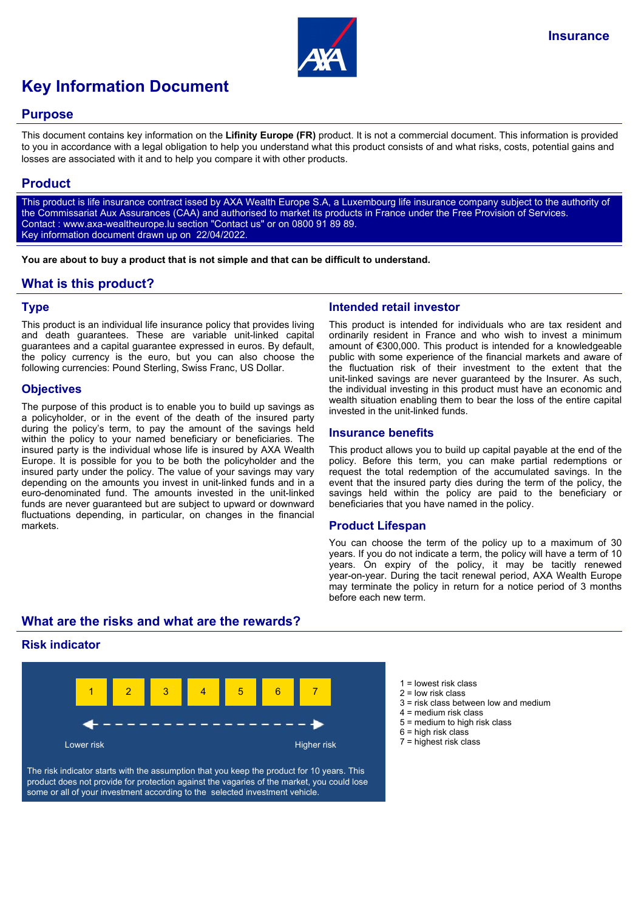Insurance

# Key Information Document

## Purpose

This document contains key information on the **Lifinity Europe (FR)** product. It is not a commercial document. This information is provided to you in accordance with a legal obligation to help you understand what this product consists of and what risks, costs, potential gains and losses are associated with it and to help you compare it with other products.

## Product

This product is life insurance contract issed by AXA Wealth Europe S.A, a Luxembourg life insurance company subject to the authority of the Commissariat Aux Assurances (CAA) and authorised to market its products in France under the Free Provision of Services.
Contact : www.axa-wealtheurope.lu section "Contact us" or on 0800 91 89 89.
Key information document drawn up on 22/04/2022.

**You are about to buy a product that is not simple and that can be difficult to understand.**

## What is this product?

### Type

This product is an individual life insurance policy that provides living and death guarantees. These are variable unit-linked capital guarantees and a capital guarantee expressed in euros. By default, the policy currency is the euro, but you can also choose the following currencies: Pound Sterling, Swiss Franc, US Dollar.

### Objectives

The purpose of this product is to enable you to build up savings as a policyholder, or in the event of the death of the insured party during the policy's term, to pay the amount of the savings held within the policy to your named beneficiary or beneficiaries. The insured party is the individual whose life is insured by AXA Wealth Europe. It is possible for you to be both the policyholder and the insured party under the policy. The value of your savings may vary depending on the amounts you invest in unit-linked funds and in a euro-denominated fund. The amounts invested in the unit-linked funds are never guaranteed but are subject to upward or downward fluctuations depending, in particular, on changes in the financial markets.

### Intended retail investor

This product is intended for individuals who are tax resident and ordinarily resident in France and who wish to invest a minimum amount of €300,000. This product is intended for a knowledgeable public with some experience of the financial markets and aware of the fluctuation risk of their investment to the extent that the unit-linked savings are never guaranteed by the Insurer. As such, the individual investing in this product must have an economic and wealth situation enabling them to bear the loss of the entire capital invested in the unit-linked funds.

### Insurance benefits

This product allows you to build up capital payable at the end of the policy. Before this term, you can make partial redemptions or request the total redemption of the accumulated savings. In the event that the insured party dies during the term of the policy, the savings held within the policy are paid to the beneficiary or beneficiaries that you have named in the policy.

### Product Lifespan

You can choose the term of the policy up to a maximum of 30 years. If you do not indicate a term, the policy will have a term of 10 years. On expiry of the policy, it may be tacitly renewed year-on-year. During the tacit renewal period, AXA Wealth Europe may terminate the policy in return for a notice period of 3 months before each new term.

## What are the risks and what are the rewards?

### Risk indicator

| 1 | 2 | 3 | 4 | 5 | 6 | 7 |
|---|---|---|---|---|---|---|

Lower risk ← → Higher risk

The risk indicator starts with the assumption that you keep the product for 10 years. This product does not provide for protection against the vagaries of the market, you could lose some or all of your investment according to the selected investment vehicle.

- 1 = lowest risk class
- 2 = low risk class
- 3 = risk class between low and medium
- 4 = medium risk class
- 5 = medium to high risk class
- 6 = high risk class
- 7 = highest risk class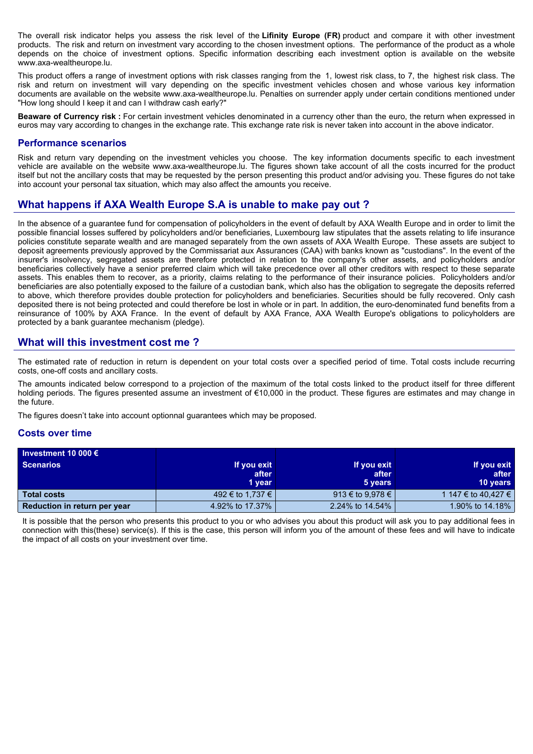The overall risk indicator helps you assess the risk level of the **Lifinity Europe (FR)** product and compare it with other investment products. The risk and return on investment vary according to the chosen investment options. The performance of the product as a whole depends on the choice of investment options. Specific information describing each investment option is available on the website www.axa-wealtheurope.lu.

This product offers a range of investment options with risk classes ranging from the 1, lowest risk class, to 7, the highest risk class. The risk and return on investment will vary depending on the specific investment vehicles chosen and whose various key information documents are available on the website www.axa-wealtheurope.lu. Penalties on surrender apply under certain conditions mentioned under "How long should I keep it and can I withdraw cash early?"

**Beaware of Currency risk :** For certain investment vehicles denominated in a currency other than the euro, the return when expressed in euros may vary according to changes in the exchange rate. This exchange rate risk is never taken into account in the above indicator.

### Performance scenarios

Risk and return vary depending on the investment vehicles you choose. The key information documents specific to each investment vehicle are available on the website www.axa-wealtheurope.lu. The figures shown take account of all the costs incurred for the product itself but not the ancillary costs that may be requested by the person presenting this product and/or advising you. These figures do not take into account your personal tax situation, which may also affect the amounts you receive.

## What happens if AXA Wealth Europe S.A is unable to make pay out ?

In the absence of a guarantee fund for compensation of policyholders in the event of default by AXA Wealth Europe and in order to limit the possible financial losses suffered by policyholders and/or beneficiaries, Luxembourg law stipulates that the assets relating to life insurance policies constitute separate wealth and are managed separately from the own assets of AXA Wealth Europe. These assets are subject to deposit agreements previously approved by the Commissariat aux Assurances (CAA) with banks known as "custodians". In the event of the insurer's insolvency, segregated assets are therefore protected in relation to the company's other assets, and policyholders and/or beneficiaries collectively have a senior preferred claim which will take precedence over all other creditors with respect to these separate assets. This enables them to recover, as a priority, claims relating to the performance of their insurance policies. Policyholders and/or beneficiaries are also potentially exposed to the failure of a custodian bank, which also has the obligation to segregate the deposits referred to above, which therefore provides double protection for policyholders and beneficiaries. Securities should be fully recovered. Only cash deposited there is not being protected and could therefore be lost in whole or in part. In addition, the euro-denominated fund benefits from a reinsurance of 100% by AXA France. In the event of default by AXA France, AXA Wealth Europe's obligations to policyholders are protected by a bank guarantee mechanism (pledge).

## What will this investment cost me ?

The estimated rate of reduction in return is dependent on your total costs over a specified period of time. Total costs include recurring costs, one-off costs and ancillary costs.

The amounts indicated below correspond to a projection of the maximum of the total costs linked to the product itself for three different holding periods. The figures presented assume an investment of €10,000 in the product. These figures are estimates and may change in the future.

The figures doesn't take into account optionnal guarantees which may be proposed.

### Costs over time

| Investment 10 000 € Scenarios | If you exit after 1 year | If you exit after 5 years | If you exit after 10 years |
|---|---|---|---|
| **Total costs** | 492 € to 1,737 € | 913 € to 9,978 € | 1 147 € to 40,427 € |
| **Reduction in return per year** | 4.92% to 17.37% | 2.24% to 14.54% | 1.90% to 14.18% |

It is possible that the person who presents this product to you or who advises you about this product will ask you to pay additional fees in connection with this(these) service(s). If this is the case, this person will inform you of the amount of these fees and will have to indicate the impact of all costs on your investment over time.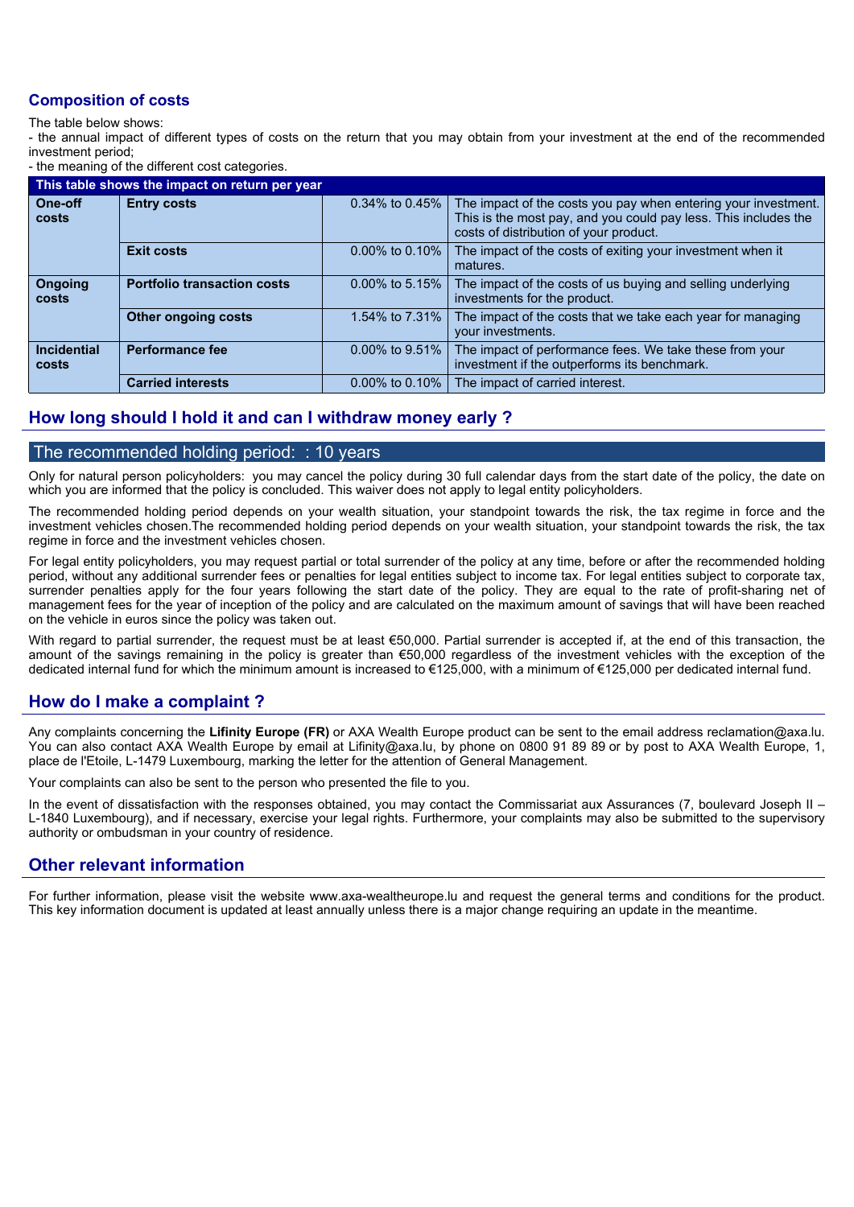## Composition of costs

The table below shows:
- the annual impact of different types of costs on the return that you may obtain from your investment at the end of the recommended investment period;
- the meaning of the different cost categories.

| This table shows the impact on return per year | | | |
|---|---|---|---|
| **One-off costs** | **Entry costs** | 0.34% to 0.45% | The impact of the costs you pay when entering your investment. This is the most pay, and you could pay less. This includes the costs of distribution of your product. |
| | **Exit costs** | 0.00% to 0.10% | The impact of the costs of exiting your investment when it matures. |
| **Ongoing costs** | **Portfolio transaction costs** | 0.00% to 5.15% | The impact of the costs of us buying and selling underlying investments for the product. |
| | **Other ongoing costs** | 1.54% to 7.31% | The impact of the costs that we take each year for managing your investments. |
| **Incidential costs** | **Performance fee** | 0.00% to 9.51% | The impact of performance fees. We take these from your investment if the outperforms its benchmark. |
| | **Carried interests** | 0.00% to 0.10% | The impact of carried interest. |

## How long should I hold it and can I withdraw money early ?

### The recommended holding period: : 10 years

Only for natural person policyholders: you may cancel the policy during 30 full calendar days from the start date of the policy, the date on which you are informed that the policy is concluded. This waiver does not apply to legal entity policyholders.

The recommended holding period depends on your wealth situation, your standpoint towards the risk, the tax regime in force and the investment vehicles chosen.The recommended holding period depends on your wealth situation, your standpoint towards the risk, the tax regime in force and the investment vehicles chosen.

For legal entity policyholders, you may request partial or total surrender of the policy at any time, before or after the recommended holding period, without any additional surrender fees or penalties for legal entities subject to income tax. For legal entities subject to corporate tax, surrender penalties apply for the four years following the start date of the policy. They are equal to the rate of profit-sharing net of management fees for the year of inception of the policy and are calculated on the maximum amount of savings that will have been reached on the vehicle in euros since the policy was taken out.

With regard to partial surrender, the request must be at least €50,000. Partial surrender is accepted if, at the end of this transaction, the amount of the savings remaining in the policy is greater than €50,000 regardless of the investment vehicles with the exception of the dedicated internal fund for which the minimum amount is increased to €125,000, with a minimum of €125,000 per dedicated internal fund.

## How do I make a complaint ?

Any complaints concerning the **Lifinity Europe (FR)** or AXA Wealth Europe product can be sent to the email address reclamation@axa.lu. You can also contact AXA Wealth Europe by email at Lifinity@axa.lu, by phone on 0800 91 89 89 or by post to AXA Wealth Europe, 1, place de l'Etoile, L-1479 Luxembourg, marking the letter for the attention of General Management.

Your complaints can also be sent to the person who presented the file to you.

In the event of dissatisfaction with the responses obtained, you may contact the Commissariat aux Assurances (7, boulevard Joseph II – L-1840 Luxembourg), and if necessary, exercise your legal rights. Furthermore, your complaints may also be submitted to the supervisory authority or ombudsman in your country of residence.

## Other relevant information

For further information, please visit the website www.axa-wealtheurope.lu and request the general terms and conditions for the product. This key information document is updated at least annually unless there is a major change requiring an update in the meantime.